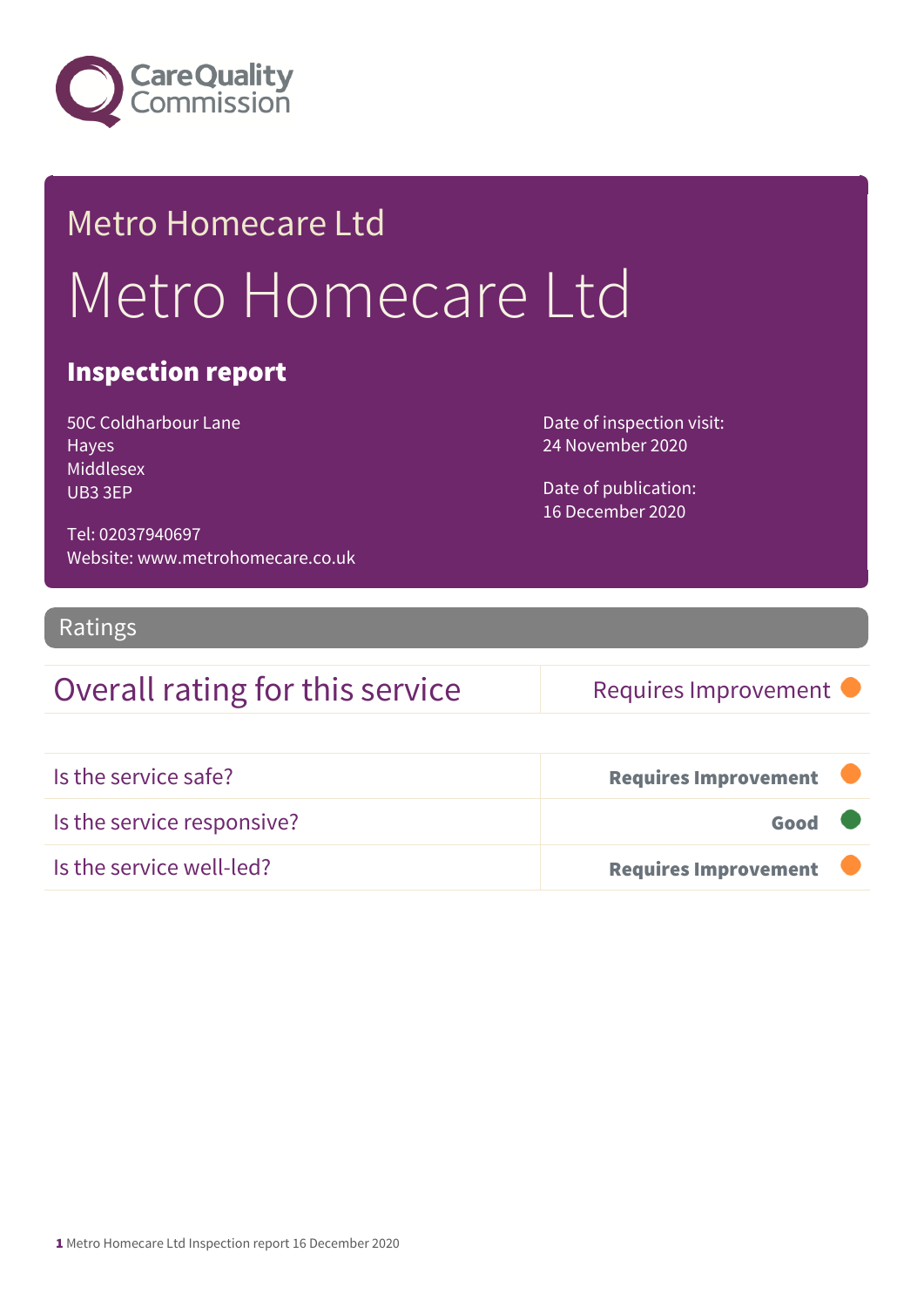Care Quality Commission

# Metro Homecare Ltd

# Metro Homecare Ltd

## Inspection report

50C Coldharbour Lane
Hayes
Middlesex
UB3 3EP

Tel: 02037940697
Website: www.metrohomecare.co.uk

Date of inspection visit:
24 November 2020

Date of publication:
16 December 2020

## Ratings

| Overall rating for this service | Requires Improvement |
|---|---|

| | |
|---|---|
| Is the service safe? | **Requires Improvement** |
| Is the service responsive? | **Good** |
| Is the service well-led? | **Requires Improvement** |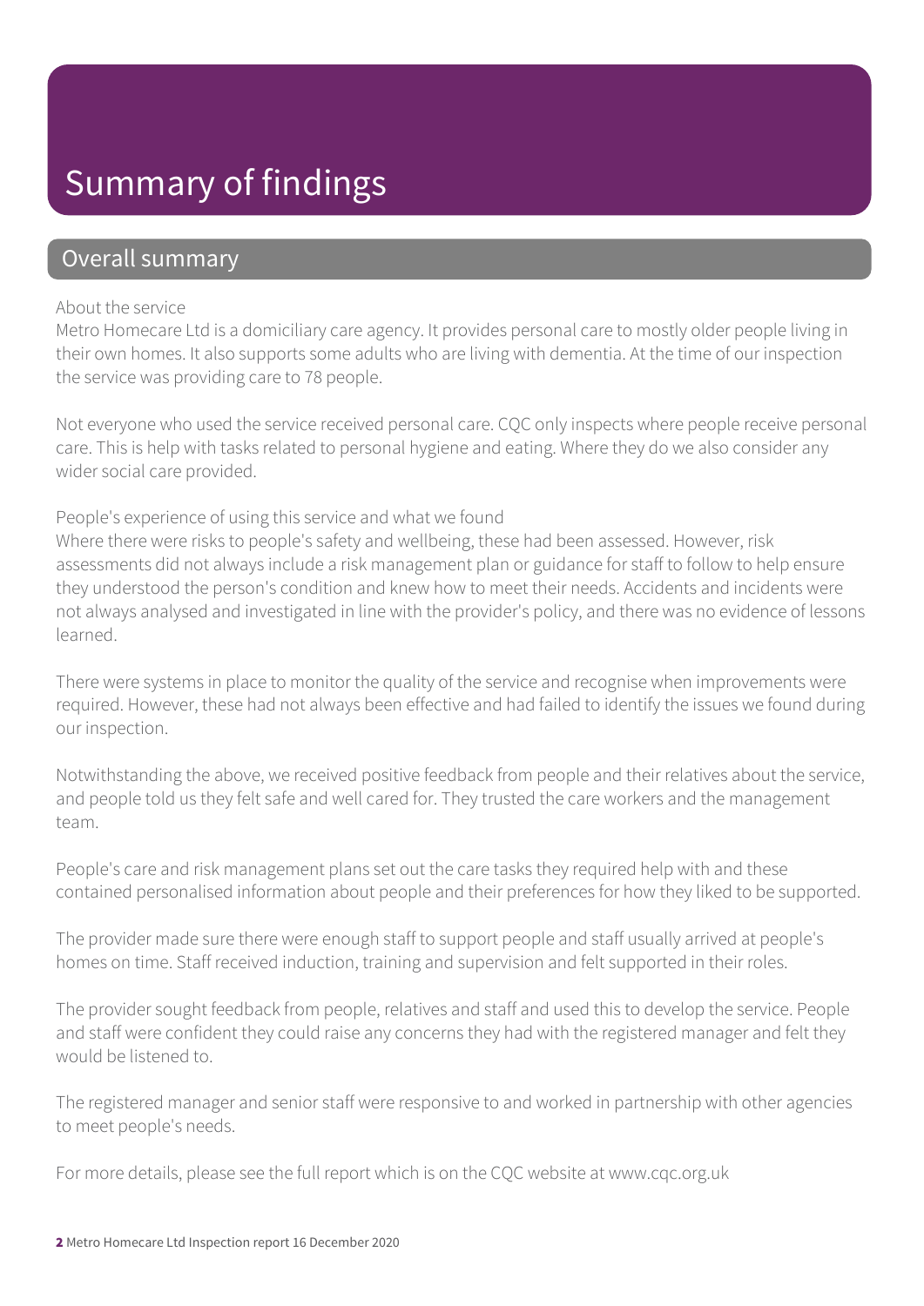# Summary of findings

## Overall summary

About the service

Metro Homecare Ltd is a domiciliary care agency. It provides personal care to mostly older people living in their own homes. It also supports some adults who are living with dementia. At the time of our inspection the service was providing care to 78 people.

Not everyone who used the service received personal care. CQC only inspects where people receive personal care. This is help with tasks related to personal hygiene and eating. Where they do we also consider any wider social care provided.

People's experience of using this service and what we found

Where there were risks to people's safety and wellbeing, these had been assessed. However, risk assessments did not always include a risk management plan or guidance for staff to follow to help ensure they understood the person's condition and knew how to meet their needs. Accidents and incidents were not always analysed and investigated in line with the provider's policy, and there was no evidence of lessons learned.

There were systems in place to monitor the quality of the service and recognise when improvements were required. However, these had not always been effective and had failed to identify the issues we found during our inspection.

Notwithstanding the above, we received positive feedback from people and their relatives about the service, and people told us they felt safe and well cared for. They trusted the care workers and the management team.

People's care and risk management plans set out the care tasks they required help with and these contained personalised information about people and their preferences for how they liked to be supported.

The provider made sure there were enough staff to support people and staff usually arrived at people's homes on time. Staff received induction, training and supervision and felt supported in their roles.

The provider sought feedback from people, relatives and staff and used this to develop the service. People and staff were confident they could raise any concerns they had with the registered manager and felt they would be listened to.

The registered manager and senior staff were responsive to and worked in partnership with other agencies to meet people's needs.

For more details, please see the full report which is on the CQC website at www.cqc.org.uk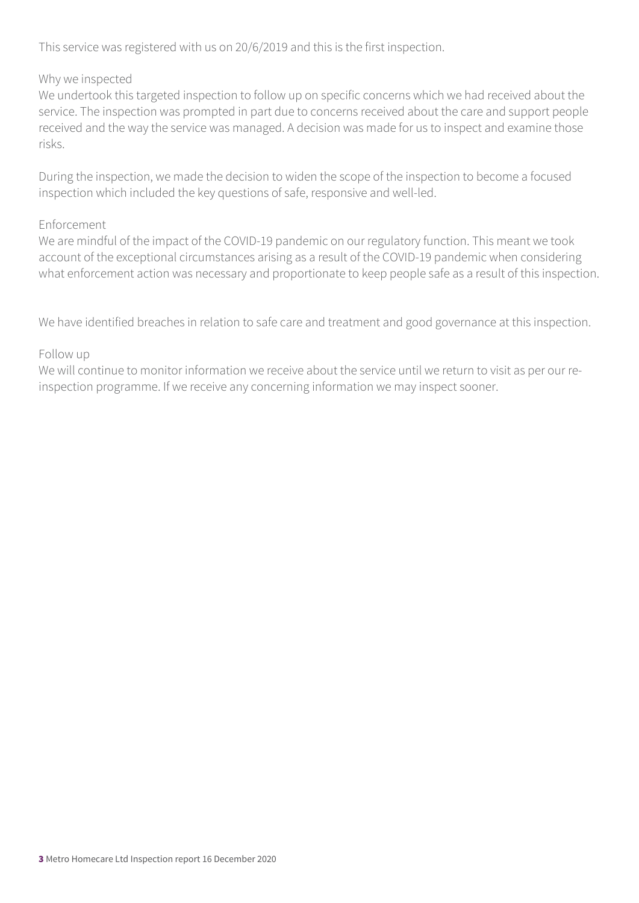This service was registered with us on 20/6/2019 and this is the first inspection.

### Why we inspected

We undertook this targeted inspection to follow up on specific concerns which we had received about the service. The inspection was prompted in part due to concerns received about the care and support people received and the way the service was managed. A decision was made for us to inspect and examine those risks.

During the inspection, we made the decision to widen the scope of the inspection to become a focused inspection which included the key questions of safe, responsive and well-led.

### Enforcement

We are mindful of the impact of the COVID-19 pandemic on our regulatory function. This meant we took account of the exceptional circumstances arising as a result of the COVID-19 pandemic when considering what enforcement action was necessary and proportionate to keep people safe as a result of this inspection.

We have identified breaches in relation to safe care and treatment and good governance at this inspection.

### Follow up

We will continue to monitor information we receive about the service until we return to visit as per our re-inspection programme. If we receive any concerning information we may inspect sooner.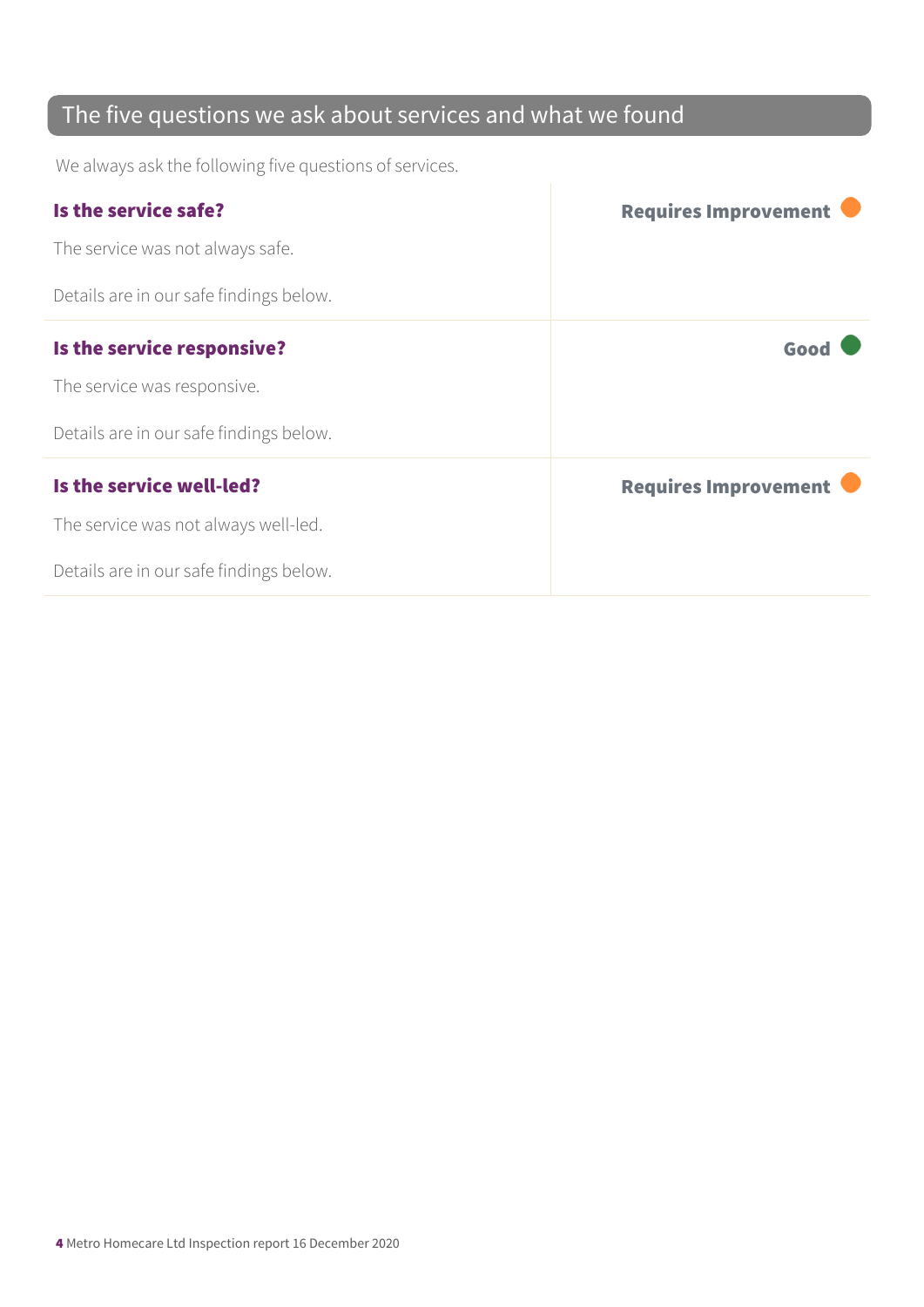## The five questions we ask about services and what we found

We always ask the following five questions of services.

| | |
|---|---|
| **Is the service safe?**<br><br>The service was not always safe.<br><br>Details are in our safe findings below. | **Requires Improvement** |
| **Is the service responsive?**<br><br>The service was responsive.<br><br>Details are in our safe findings below. | **Good** |
| **Is the service well-led?**<br><br>The service was not always well-led.<br><br>Details are in our safe findings below. | **Requires Improvement** |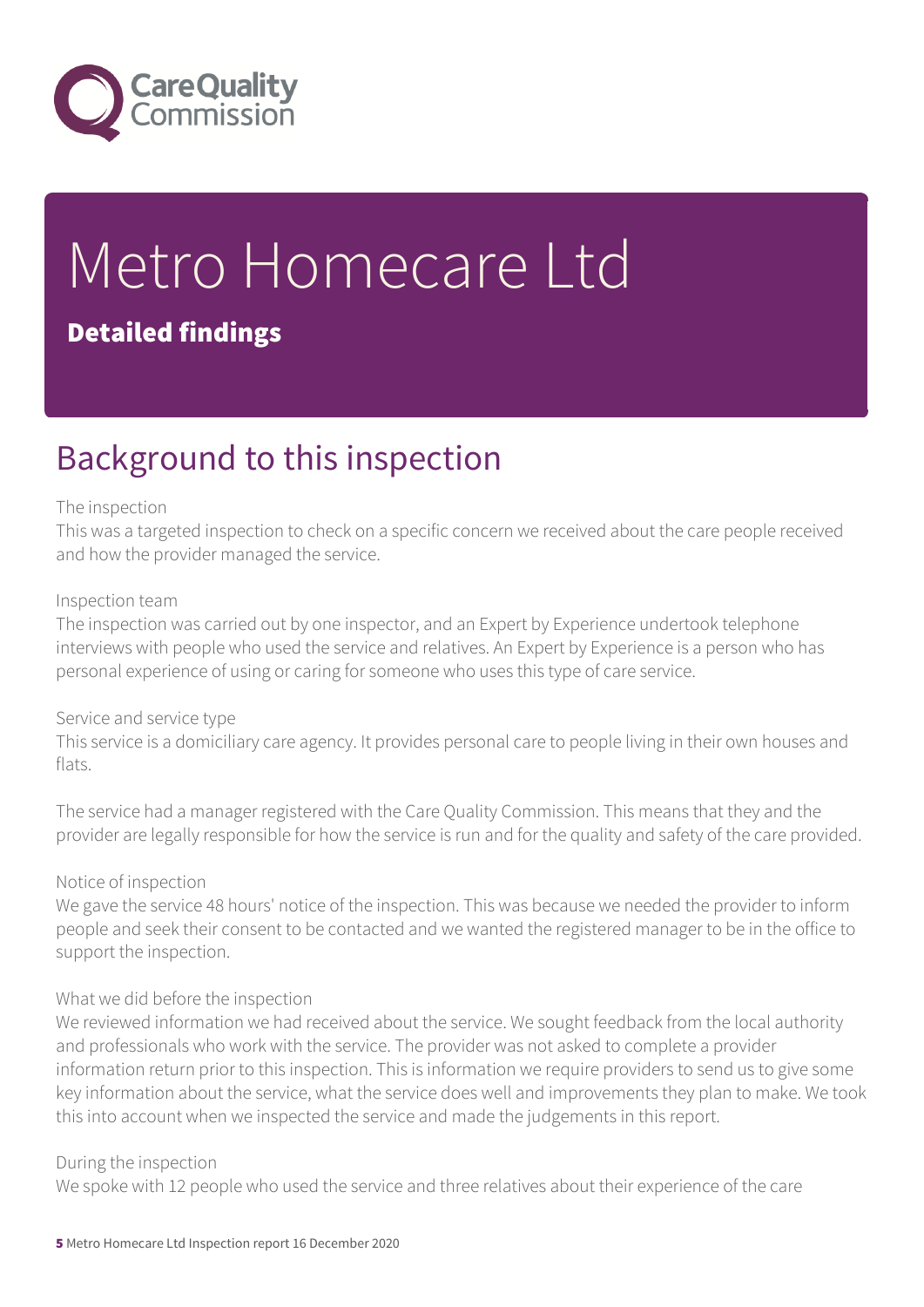# Metro Homecare Ltd

**Detailed findings**

## Background to this inspection

The inspection
This was a targeted inspection to check on a specific concern we received about the care people received and how the provider managed the service.

Inspection team
The inspection was carried out by one inspector, and an Expert by Experience undertook telephone interviews with people who used the service and relatives. An Expert by Experience is a person who has personal experience of using or caring for someone who uses this type of care service.

Service and service type
This service is a domiciliary care agency. It provides personal care to people living in their own houses and flats.

The service had a manager registered with the Care Quality Commission. This means that they and the provider are legally responsible for how the service is run and for the quality and safety of the care provided.

Notice of inspection
We gave the service 48 hours' notice of the inspection. This was because we needed the provider to inform people and seek their consent to be contacted and we wanted the registered manager to be in the office to support the inspection.

What we did before the inspection
We reviewed information we had received about the service. We sought feedback from the local authority and professionals who work with the service. The provider was not asked to complete a provider information return prior to this inspection. This is information we require providers to send us to give some key information about the service, what the service does well and improvements they plan to make. We took this into account when we inspected the service and made the judgements in this report.

During the inspection
We spoke with 12 people who used the service and three relatives about their experience of the care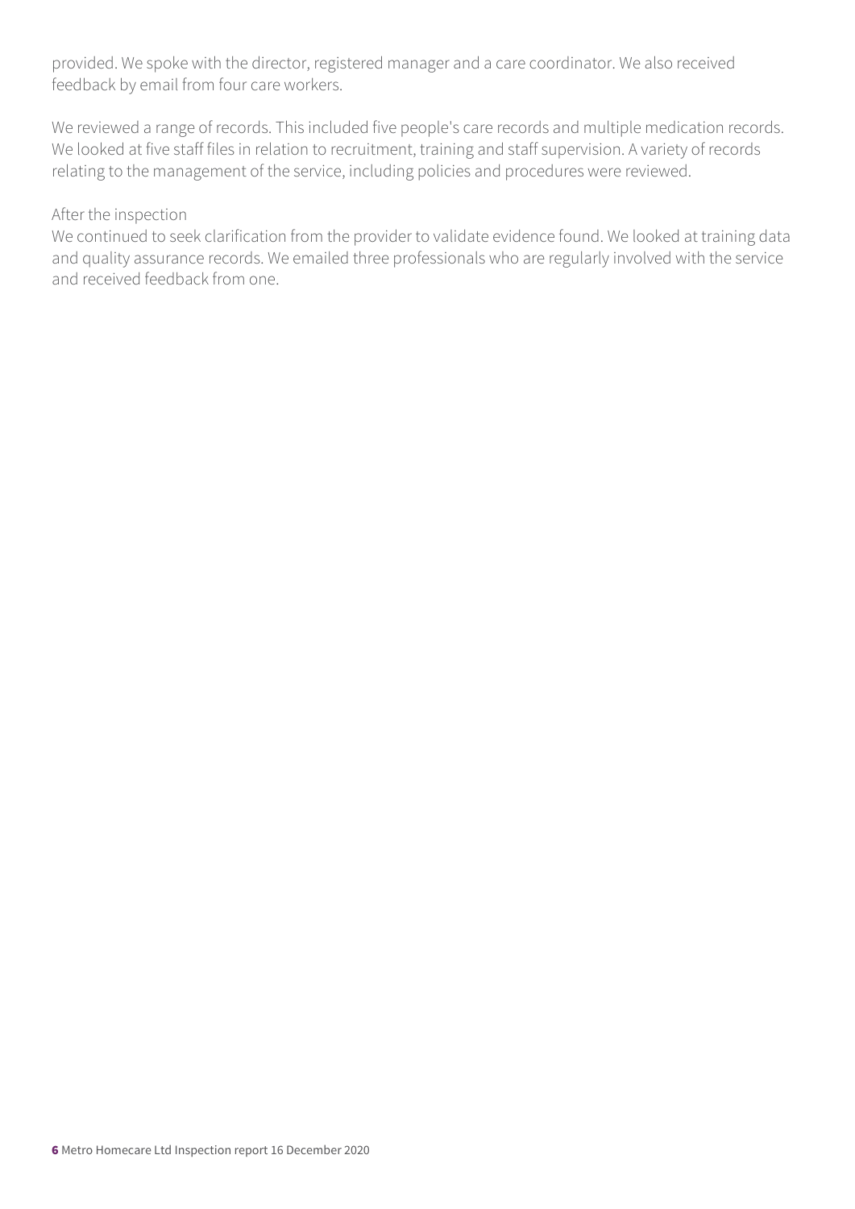provided. We spoke with the director, registered manager and a care coordinator. We also received feedback by email from four care workers.

We reviewed a range of records. This included five people's care records and multiple medication records. We looked at five staff files in relation to recruitment, training and staff supervision. A variety of records relating to the management of the service, including policies and procedures were reviewed.

After the inspection

We continued to seek clarification from the provider to validate evidence found. We looked at training data and quality assurance records. We emailed three professionals who are regularly involved with the service and received feedback from one.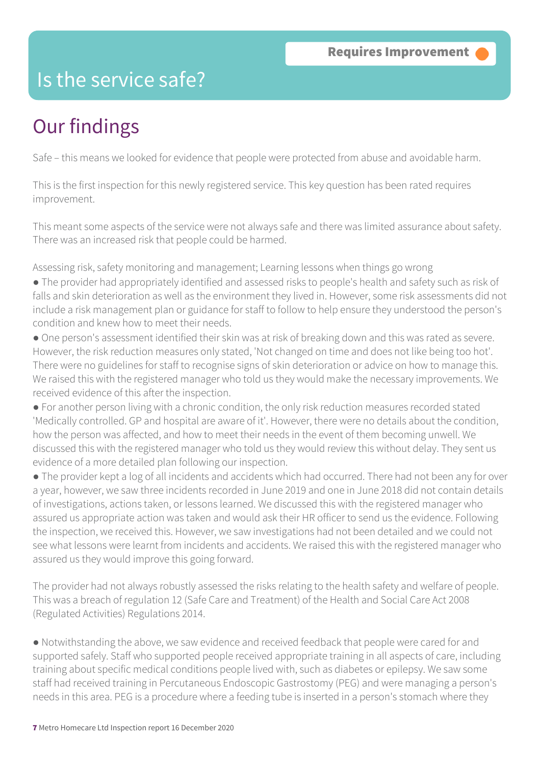**Requires Improvement**

# Is the service safe?

## Our findings

Safe – this means we looked for evidence that people were protected from abuse and avoidable harm.

This is the first inspection for this newly registered service. This key question has been rated requires improvement.

This meant some aspects of the service were not always safe and there was limited assurance about safety. There was an increased risk that people could be harmed.

Assessing risk, safety monitoring and management; Learning lessons when things go wrong

- The provider had appropriately identified and assessed risks to people's health and safety such as risk of falls and skin deterioration as well as the environment they lived in. However, some risk assessments did not include a risk management plan or guidance for staff to follow to help ensure they understood the person's condition and knew how to meet their needs.
- One person's assessment identified their skin was at risk of breaking down and this was rated as severe. However, the risk reduction measures only stated, 'Not changed on time and does not like being too hot'. There were no guidelines for staff to recognise signs of skin deterioration or advice on how to manage this. We raised this with the registered manager who told us they would make the necessary improvements. We received evidence of this after the inspection.
- For another person living with a chronic condition, the only risk reduction measures recorded stated 'Medically controlled. GP and hospital are aware of it'. However, there were no details about the condition, how the person was affected, and how to meet their needs in the event of them becoming unwell. We discussed this with the registered manager who told us they would review this without delay. They sent us evidence of a more detailed plan following our inspection.
- The provider kept a log of all incidents and accidents which had occurred. There had not been any for over a year, however, we saw three incidents recorded in June 2019 and one in June 2018 did not contain details of investigations, actions taken, or lessons learned. We discussed this with the registered manager who assured us appropriate action was taken and would ask their HR officer to send us the evidence. Following the inspection, we received this. However, we saw investigations had not been detailed and we could not see what lessons were learnt from incidents and accidents. We raised this with the registered manager who assured us they would improve this going forward.

The provider had not always robustly assessed the risks relating to the health safety and welfare of people. This was a breach of regulation 12 (Safe Care and Treatment) of the Health and Social Care Act 2008 (Regulated Activities) Regulations 2014.

- Notwithstanding the above, we saw evidence and received feedback that people were cared for and supported safely. Staff who supported people received appropriate training in all aspects of care, including training about specific medical conditions people lived with, such as diabetes or epilepsy. We saw some staff had received training in Percutaneous Endoscopic Gastrostomy (PEG) and were managing a person's needs in this area. PEG is a procedure where a feeding tube is inserted in a person's stomach where they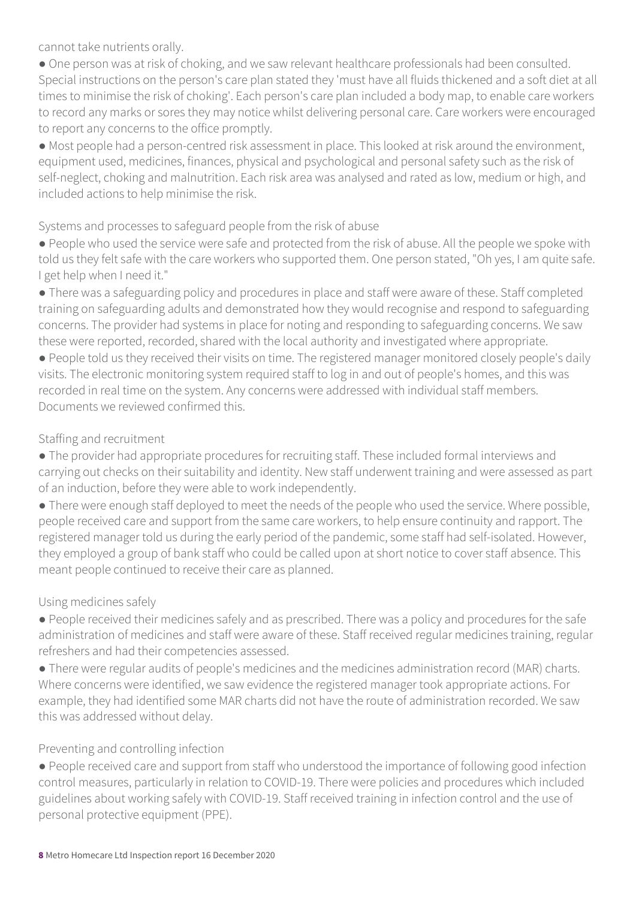cannot take nutrients orally.

- One person was at risk of choking, and we saw relevant healthcare professionals had been consulted. Special instructions on the person's care plan stated they 'must have all fluids thickened and a soft diet at all times to minimise the risk of choking'. Each person's care plan included a body map, to enable care workers to record any marks or sores they may notice whilst delivering personal care. Care workers were encouraged to report any concerns to the office promptly.
- Most people had a person-centred risk assessment in place. This looked at risk around the environment, equipment used, medicines, finances, physical and psychological and personal safety such as the risk of self-neglect, choking and malnutrition. Each risk area was analysed and rated as low, medium or high, and included actions to help minimise the risk.

Systems and processes to safeguard people from the risk of abuse

- People who used the service were safe and protected from the risk of abuse. All the people we spoke with told us they felt safe with the care workers who supported them. One person stated, "Oh yes, I am quite safe. I get help when I need it."
- There was a safeguarding policy and procedures in place and staff were aware of these. Staff completed training on safeguarding adults and demonstrated how they would recognise and respond to safeguarding concerns. The provider had systems in place for noting and responding to safeguarding concerns. We saw these were reported, recorded, shared with the local authority and investigated where appropriate.
- People told us they received their visits on time. The registered manager monitored closely people's daily visits. The electronic monitoring system required staff to log in and out of people's homes, and this was recorded in real time on the system. Any concerns were addressed with individual staff members. Documents we reviewed confirmed this.

Staffing and recruitment

- The provider had appropriate procedures for recruiting staff. These included formal interviews and carrying out checks on their suitability and identity. New staff underwent training and were assessed as part of an induction, before they were able to work independently.
- There were enough staff deployed to meet the needs of the people who used the service. Where possible, people received care and support from the same care workers, to help ensure continuity and rapport. The registered manager told us during the early period of the pandemic, some staff had self-isolated. However, they employed a group of bank staff who could be called upon at short notice to cover staff absence. This meant people continued to receive their care as planned.

Using medicines safely

- People received their medicines safely and as prescribed. There was a policy and procedures for the safe administration of medicines and staff were aware of these. Staff received regular medicines training, regular refreshers and had their competencies assessed.
- There were regular audits of people's medicines and the medicines administration record (MAR) charts. Where concerns were identified, we saw evidence the registered manager took appropriate actions. For example, they had identified some MAR charts did not have the route of administration recorded. We saw this was addressed without delay.

Preventing and controlling infection

- People received care and support from staff who understood the importance of following good infection control measures, particularly in relation to COVID-19. There were policies and procedures which included guidelines about working safely with COVID-19. Staff received training in infection control and the use of personal protective equipment (PPE).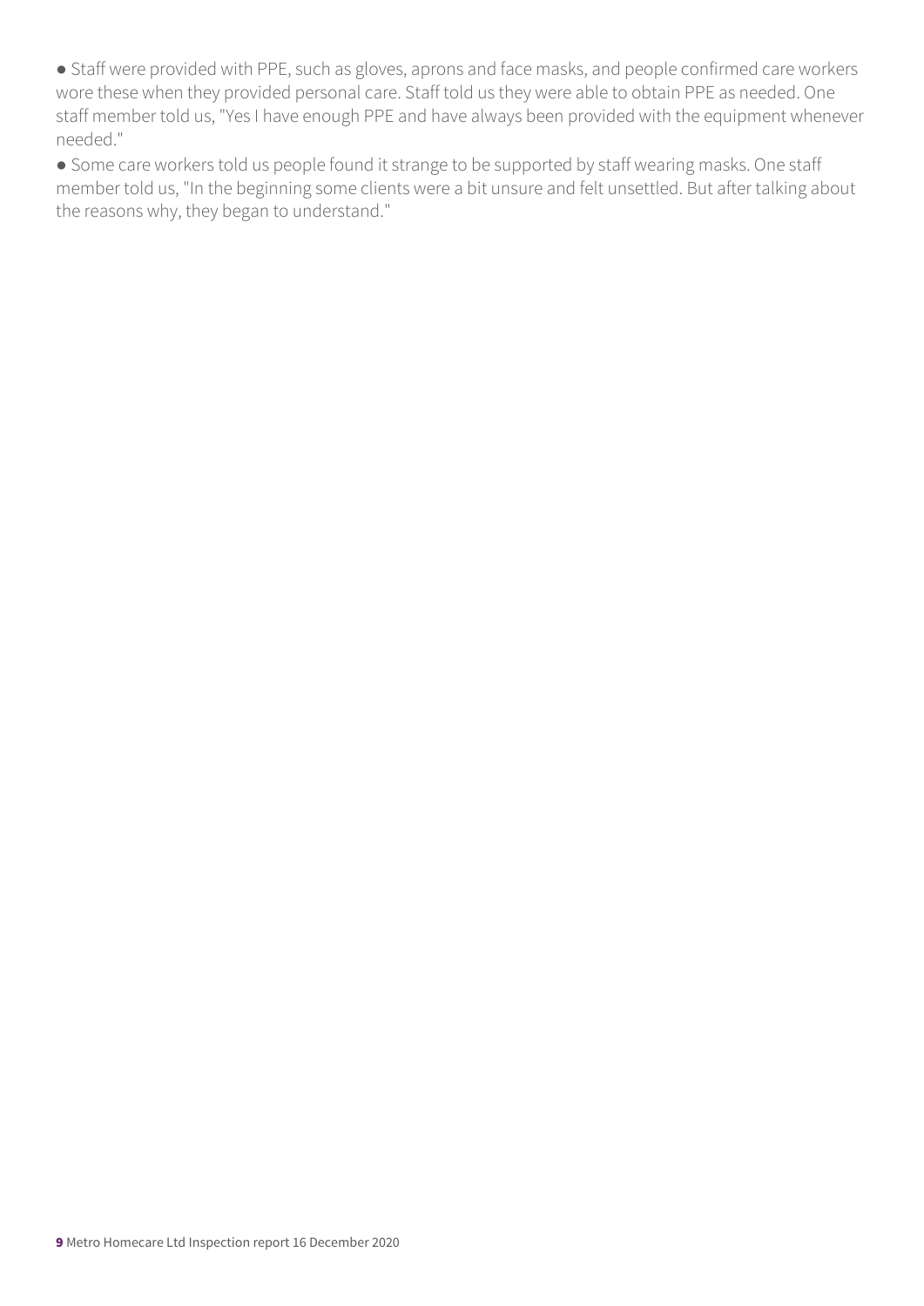- Staff were provided with PPE, such as gloves, aprons and face masks, and people confirmed care workers wore these when they provided personal care. Staff told us they were able to obtain PPE as needed. One staff member told us, "Yes I have enough PPE and have always been provided with the equipment whenever needed."
- Some care workers told us people found it strange to be supported by staff wearing masks. One staff member told us, "In the beginning some clients were a bit unsure and felt unsettled. But after talking about the reasons why, they began to understand."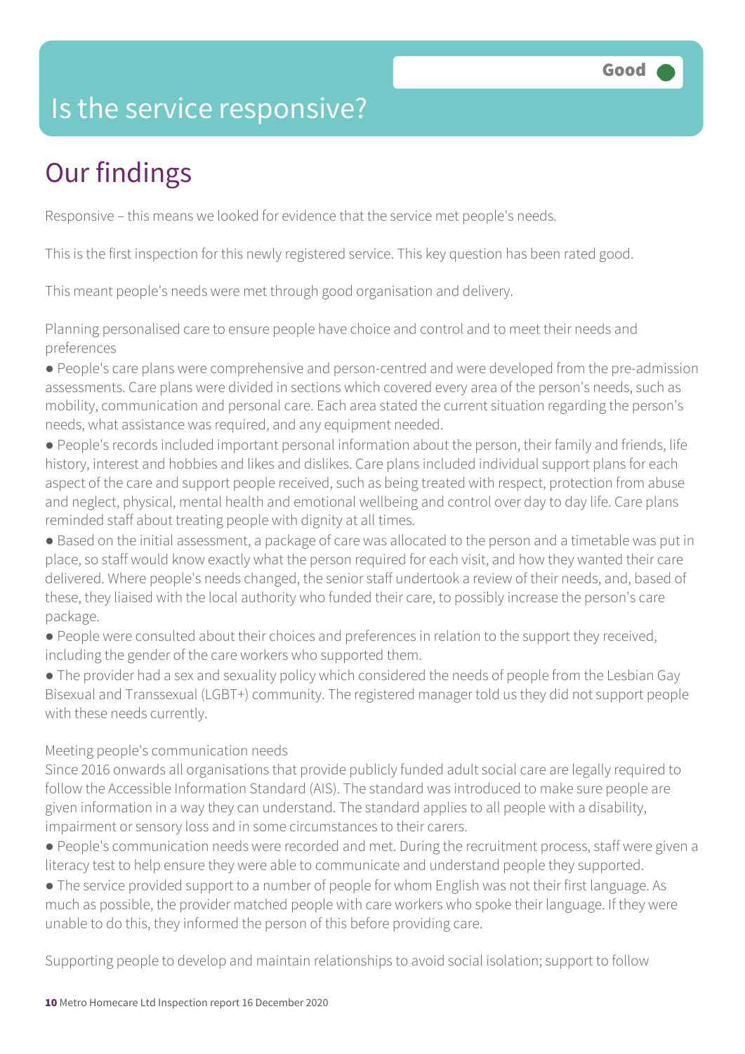Good

# Is the service responsive?

## Our findings

Responsive – this means we looked for evidence that the service met people's needs.

This is the first inspection for this newly registered service. This key question has been rated good.

This meant people's needs were met through good organisation and delivery.

Planning personalised care to ensure people have choice and control and to meet their needs and preferences

● People's care plans were comprehensive and person-centred and were developed from the pre-admission assessments. Care plans were divided in sections which covered every area of the person's needs, such as mobility, communication and personal care. Each area stated the current situation regarding the person's needs, what assistance was required, and any equipment needed.

● People's records included important personal information about the person, their family and friends, life history, interest and hobbies and likes and dislikes. Care plans included individual support plans for each aspect of the care and support people received, such as being treated with respect, protection from abuse and neglect, physical, mental health and emotional wellbeing and control over day to day life. Care plans reminded staff about treating people with dignity at all times.

● Based on the initial assessment, a package of care was allocated to the person and a timetable was put in place, so staff would know exactly what the person required for each visit, and how they wanted their care delivered. Where people's needs changed, the senior staff undertook a review of their needs, and, based of these, they liaised with the local authority who funded their care, to possibly increase the person's care package.

● People were consulted about their choices and preferences in relation to the support they received, including the gender of the care workers who supported them.

● The provider had a sex and sexuality policy which considered the needs of people from the Lesbian Gay Bisexual and Transsexual (LGBT+) community. The registered manager told us they did not support people with these needs currently.

Meeting people's communication needs

Since 2016 onwards all organisations that provide publicly funded adult social care are legally required to follow the Accessible Information Standard (AIS). The standard was introduced to make sure people are given information in a way they can understand. The standard applies to all people with a disability, impairment or sensory loss and in some circumstances to their carers.

● People's communication needs were recorded and met. During the recruitment process, staff were given a literacy test to help ensure they were able to communicate and understand people they supported.

● The service provided support to a number of people for whom English was not their first language. As much as possible, the provider matched people with care workers who spoke their language. If they were unable to do this, they informed the person of this before providing care.

Supporting people to develop and maintain relationships to avoid social isolation; support to follow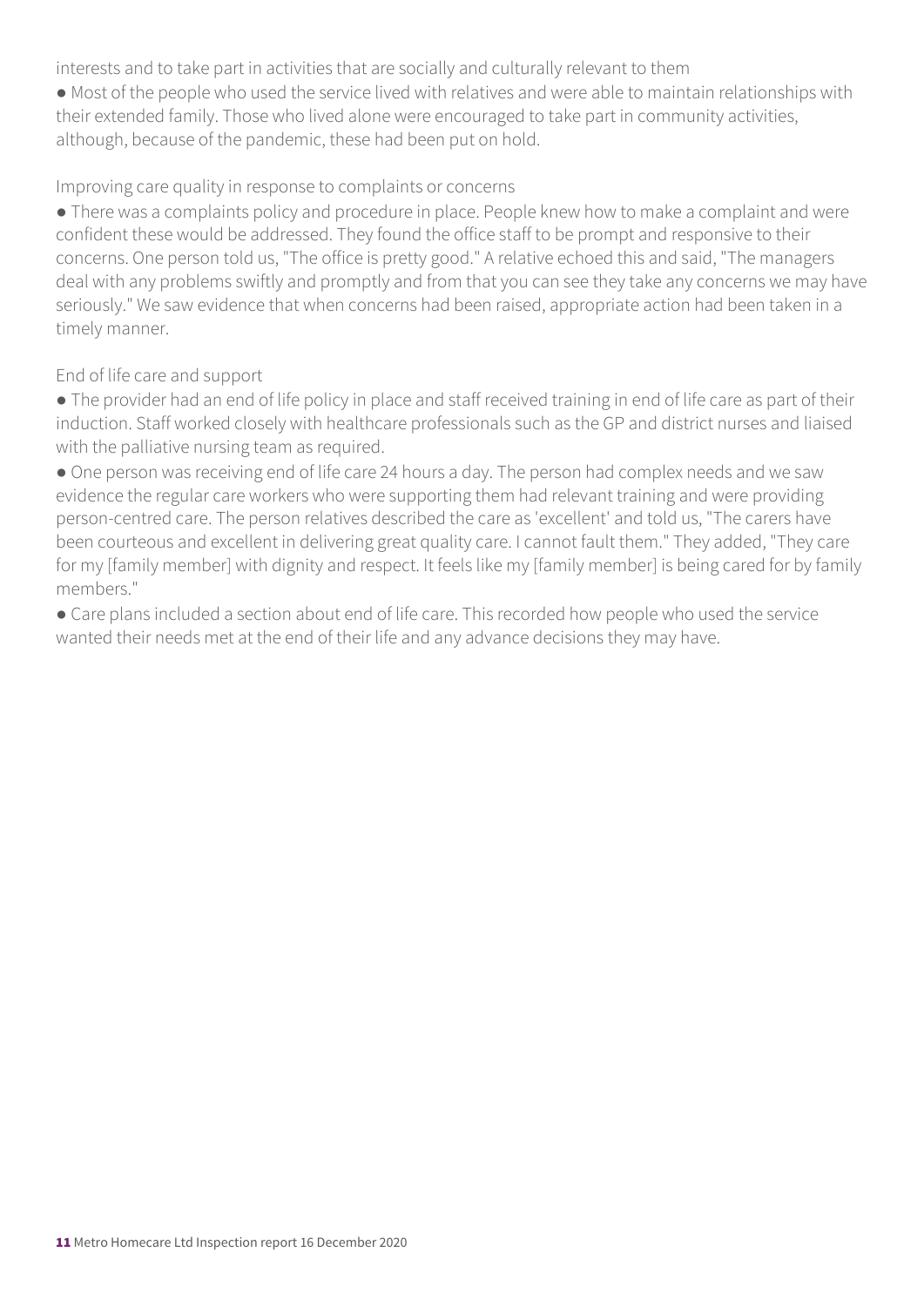interests and to take part in activities that are socially and culturally relevant to them

- Most of the people who used the service lived with relatives and were able to maintain relationships with their extended family. Those who lived alone were encouraged to take part in community activities, although, because of the pandemic, these had been put on hold.

Improving care quality in response to complaints or concerns

- There was a complaints policy and procedure in place. People knew how to make a complaint and were confident these would be addressed. They found the office staff to be prompt and responsive to their concerns. One person told us, "The office is pretty good." A relative echoed this and said, "The managers deal with any problems swiftly and promptly and from that you can see they take any concerns we may have seriously." We saw evidence that when concerns had been raised, appropriate action had been taken in a timely manner.

End of life care and support

- The provider had an end of life policy in place and staff received training in end of life care as part of their induction. Staff worked closely with healthcare professionals such as the GP and district nurses and liaised with the palliative nursing team as required.
- One person was receiving end of life care 24 hours a day. The person had complex needs and we saw evidence the regular care workers who were supporting them had relevant training and were providing person-centred care. The person relatives described the care as 'excellent' and told us, "The carers have been courteous and excellent in delivering great quality care. I cannot fault them." They added, "They care for my [family member] with dignity and respect. It feels like my [family member] is being cared for by family members."
- Care plans included a section about end of life care. This recorded how people who used the service wanted their needs met at the end of their life and any advance decisions they may have.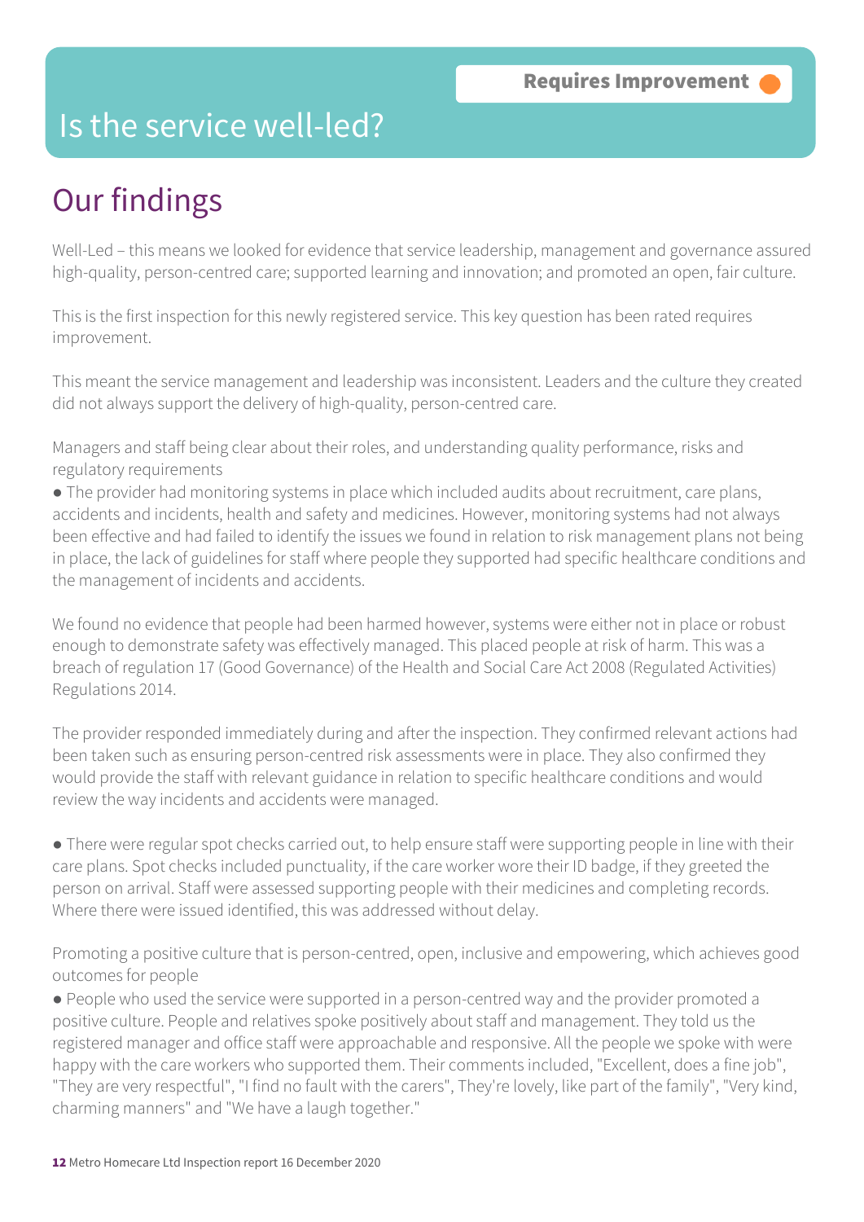**Requires Improvement**

# Is the service well-led?

## Our findings

Well-Led – this means we looked for evidence that service leadership, management and governance assured high-quality, person-centred care; supported learning and innovation; and promoted an open, fair culture.

This is the first inspection for this newly registered service. This key question has been rated requires improvement.

This meant the service management and leadership was inconsistent. Leaders and the culture they created did not always support the delivery of high-quality, person-centred care.

Managers and staff being clear about their roles, and understanding quality performance, risks and regulatory requirements

- The provider had monitoring systems in place which included audits about recruitment, care plans, accidents and incidents, health and safety and medicines. However, monitoring systems had not always been effective and had failed to identify the issues we found in relation to risk management plans not being in place, the lack of guidelines for staff where people they supported had specific healthcare conditions and the management of incidents and accidents.

We found no evidence that people had been harmed however, systems were either not in place or robust enough to demonstrate safety was effectively managed. This placed people at risk of harm. This was a breach of regulation 17 (Good Governance) of the Health and Social Care Act 2008 (Regulated Activities) Regulations 2014.

The provider responded immediately during and after the inspection. They confirmed relevant actions had been taken such as ensuring person-centred risk assessments were in place. They also confirmed they would provide the staff with relevant guidance in relation to specific healthcare conditions and would review the way incidents and accidents were managed.

- There were regular spot checks carried out, to help ensure staff were supporting people in line with their care plans. Spot checks included punctuality, if the care worker wore their ID badge, if they greeted the person on arrival. Staff were assessed supporting people with their medicines and completing records. Where there were issued identified, this was addressed without delay.

Promoting a positive culture that is person-centred, open, inclusive and empowering, which achieves good outcomes for people

- People who used the service were supported in a person-centred way and the provider promoted a positive culture. People and relatives spoke positively about staff and management. They told us the registered manager and office staff were approachable and responsive. All the people we spoke with were happy with the care workers who supported them. Their comments included, "Excellent, does a fine job", "They are very respectful", "I find no fault with the carers", They're lovely, like part of the family", "Very kind, charming manners" and "We have a laugh together."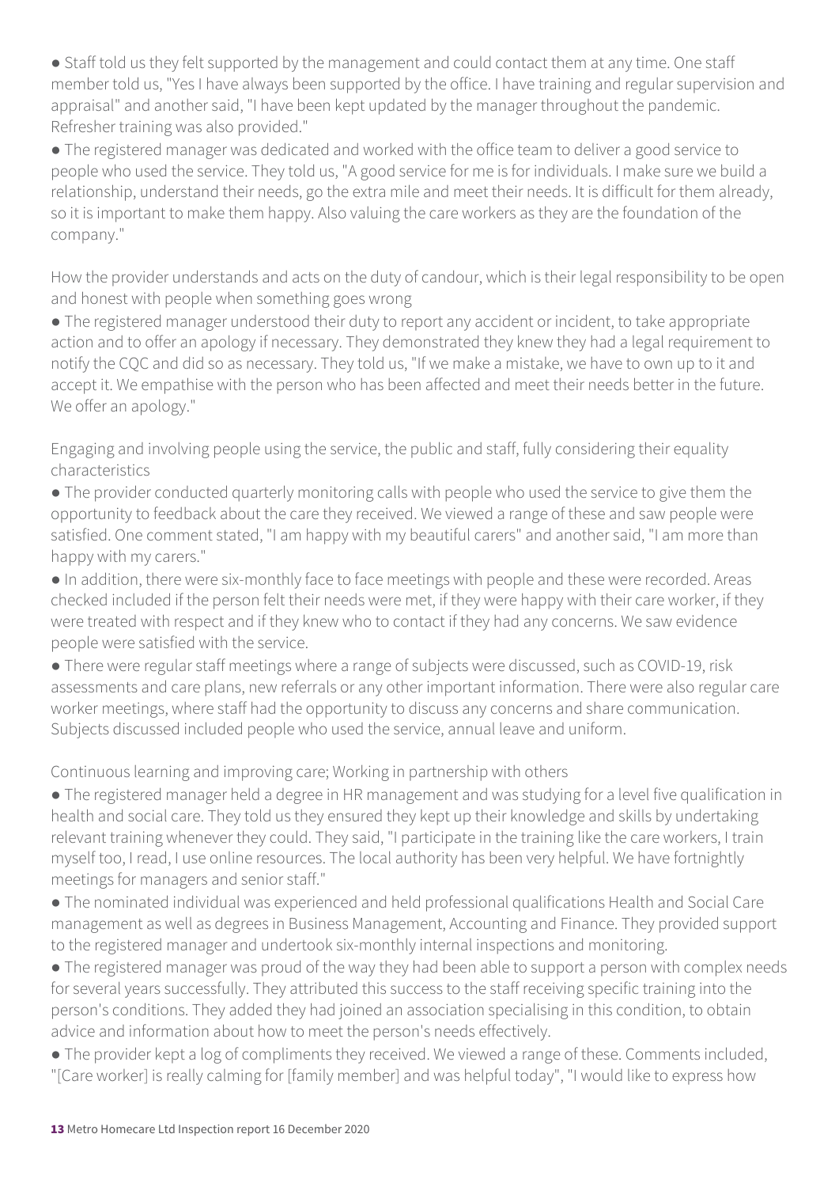- Staff told us they felt supported by the management and could contact them at any time. One staff member told us, "Yes I have always been supported by the office. I have training and regular supervision and appraisal" and another said, "I have been kept updated by the manager throughout the pandemic. Refresher training was also provided."
- The registered manager was dedicated and worked with the office team to deliver a good service to people who used the service. They told us, "A good service for me is for individuals. I make sure we build a relationship, understand their needs, go the extra mile and meet their needs. It is difficult for them already, so it is important to make them happy. Also valuing the care workers as they are the foundation of the company."

How the provider understands and acts on the duty of candour, which is their legal responsibility to be open and honest with people when something goes wrong

- The registered manager understood their duty to report any accident or incident, to take appropriate action and to offer an apology if necessary. They demonstrated they knew they had a legal requirement to notify the CQC and did so as necessary. They told us, "If we make a mistake, we have to own up to it and accept it. We empathise with the person who has been affected and meet their needs better in the future. We offer an apology."

Engaging and involving people using the service, the public and staff, fully considering their equality characteristics

- The provider conducted quarterly monitoring calls with people who used the service to give them the opportunity to feedback about the care they received. We viewed a range of these and saw people were satisfied. One comment stated, "I am happy with my beautiful carers" and another said, "I am more than happy with my carers."
- In addition, there were six-monthly face to face meetings with people and these were recorded. Areas checked included if the person felt their needs were met, if they were happy with their care worker, if they were treated with respect and if they knew who to contact if they had any concerns. We saw evidence people were satisfied with the service.
- There were regular staff meetings where a range of subjects were discussed, such as COVID-19, risk assessments and care plans, new referrals or any other important information. There were also regular care worker meetings, where staff had the opportunity to discuss any concerns and share communication. Subjects discussed included people who used the service, annual leave and uniform.

Continuous learning and improving care; Working in partnership with others

- The registered manager held a degree in HR management and was studying for a level five qualification in health and social care. They told us they ensured they kept up their knowledge and skills by undertaking relevant training whenever they could. They said, "I participate in the training like the care workers, I train myself too, I read, I use online resources. The local authority has been very helpful. We have fortnightly meetings for managers and senior staff."
- The nominated individual was experienced and held professional qualifications Health and Social Care management as well as degrees in Business Management, Accounting and Finance. They provided support to the registered manager and undertook six-monthly internal inspections and monitoring.
- The registered manager was proud of the way they had been able to support a person with complex needs for several years successfully. They attributed this success to the staff receiving specific training into the person's conditions. They added they had joined an association specialising in this condition, to obtain advice and information about how to meet the person's needs effectively.
- The provider kept a log of compliments they received. We viewed a range of these. Comments included, "[Care worker] is really calming for [family member] and was helpful today", "I would like to express how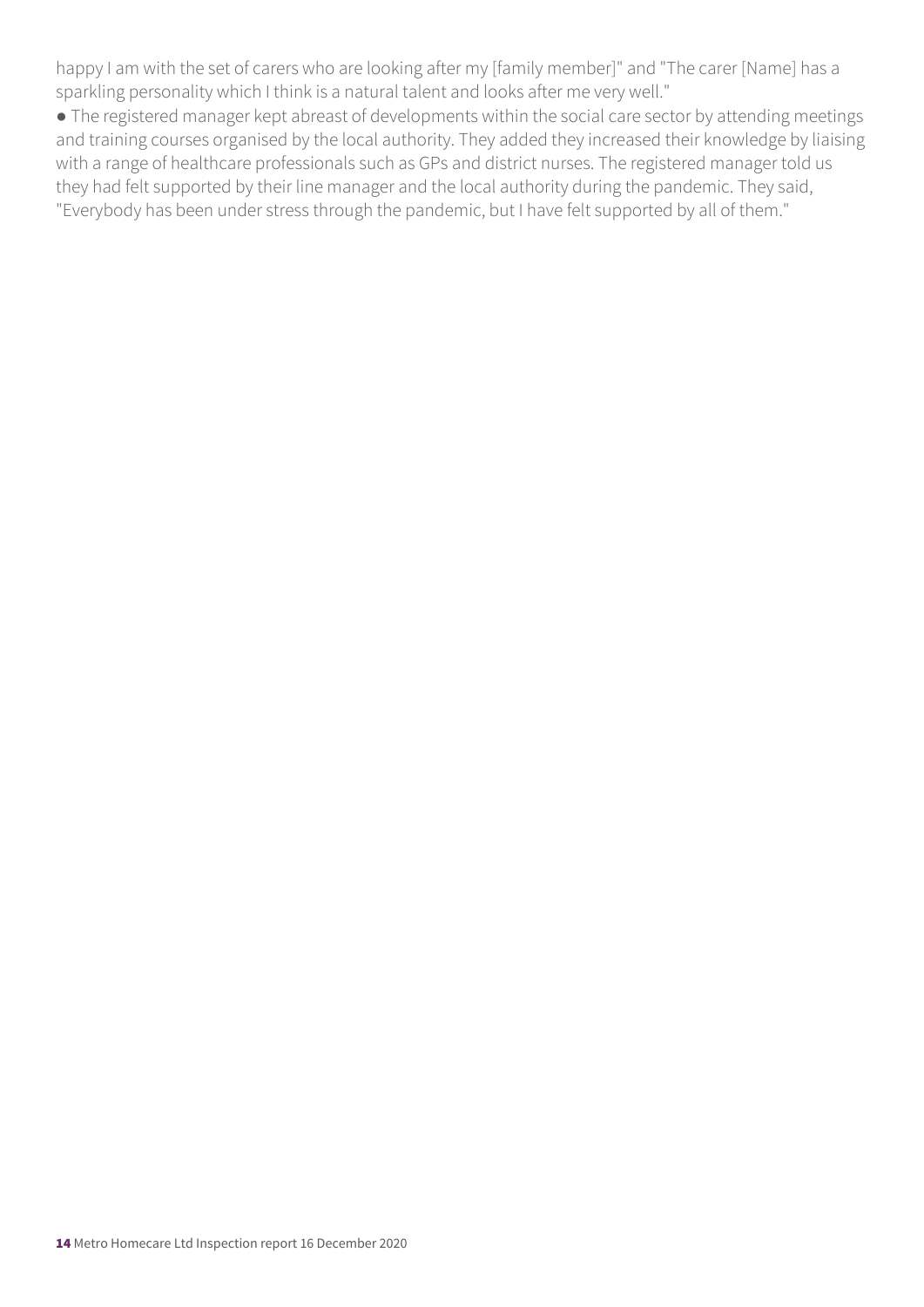happy I am with the set of carers who are looking after my [family member]" and "The carer [Name] has a sparkling personality which I think is a natural talent and looks after me very well."

- The registered manager kept abreast of developments within the social care sector by attending meetings and training courses organised by the local authority. They added they increased their knowledge by liaising with a range of healthcare professionals such as GPs and district nurses. The registered manager told us they had felt supported by their line manager and the local authority during the pandemic. They said, "Everybody has been under stress through the pandemic, but I have felt supported by all of them."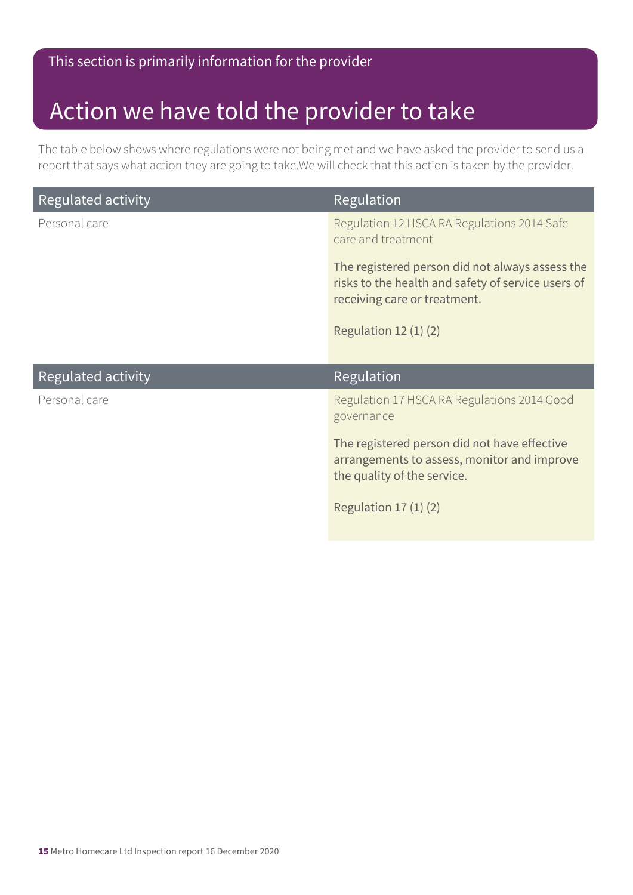This section is primarily information for the provider

# Action we have told the provider to take

The table below shows where regulations were not being met and we have asked the provider to send us a report that says what action they are going to take.We will check that this action is taken by the provider.

| Regulated activity | Regulation |
|---|---|
| Personal care | Regulation 12 HSCA RA Regulations 2014 Safe care and treatment<br><br>The registered person did not always assess the risks to the health and safety of service users of receiving care or treatment.<br><br>Regulation 12 (1) (2) |

| Regulated activity | Regulation |
|---|---|
| Personal care | Regulation 17 HSCA RA Regulations 2014 Good governance<br><br>The registered person did not have effective arrangements to assess, monitor and improve the quality of the service.<br><br>Regulation 17 (1) (2) |